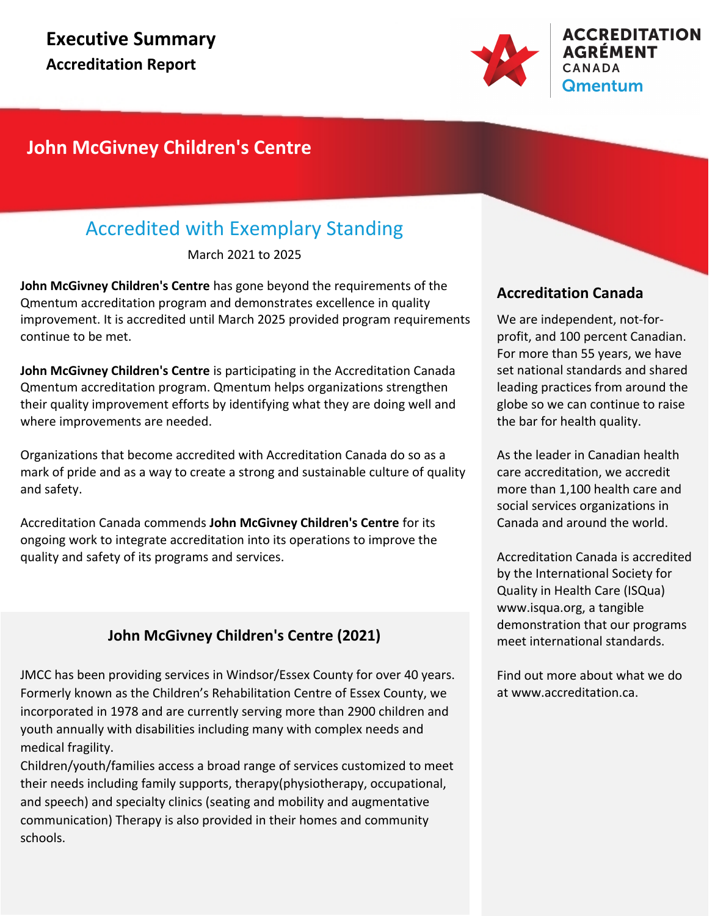# Executive Summary

## Accreditation Report

ACCREDITATION AGRÉMENT CANADA Qmentum

## John McGivney Children's Centre

### Accredited with Exemplary Standing

March 2021 to 2025

**John McGivney Children's Centre** has gone beyond the requirements of the Qmentum accreditation program and demonstrates excellence in quality improvement. It is accredited until March 2025 provided program requirements continue to be met.

**John McGivney Children's Centre** is participating in the Accreditation Canada Qmentum accreditation program. Qmentum helps organizations strengthen their quality improvement efforts by identifying what they are doing well and where improvements are needed.

Organizations that become accredited with Accreditation Canada do so as a mark of pride and as a way to create a strong and sustainable culture of quality and safety.

Accreditation Canada commends **John McGivney Children's Centre** for its ongoing work to integrate accreditation into its operations to improve the quality and safety of its programs and services.

### John McGivney Children's Centre (2021)

JMCC has been providing services in Windsor/Essex County for over 40 years. Formerly known as the Children's Rehabilitation Centre of Essex County, we incorporated in 1978 and are currently serving more than 2900 children and youth annually with disabilities including many with complex needs and medical fragility.
Children/youth/families access a broad range of services customized to meet their needs including family supports, therapy(physiotherapy, occupational, and speech) and specialty clinics (seating and mobility and augmentative communication) Therapy is also provided in their homes and community schools.

### Accreditation Canada

We are independent, not-for-profit, and 100 percent Canadian. For more than 55 years, we have set national standards and shared leading practices from around the globe so we can continue to raise the bar for health quality.

As the leader in Canadian health care accreditation, we accredit more than 1,100 health care and social services organizations in Canada and around the world.

Accreditation Canada is accredited by the International Society for Quality in Health Care (ISQua) www.isqua.org, a tangible demonstration that our programs meet international standards.

Find out more about what we do at www.accreditation.ca.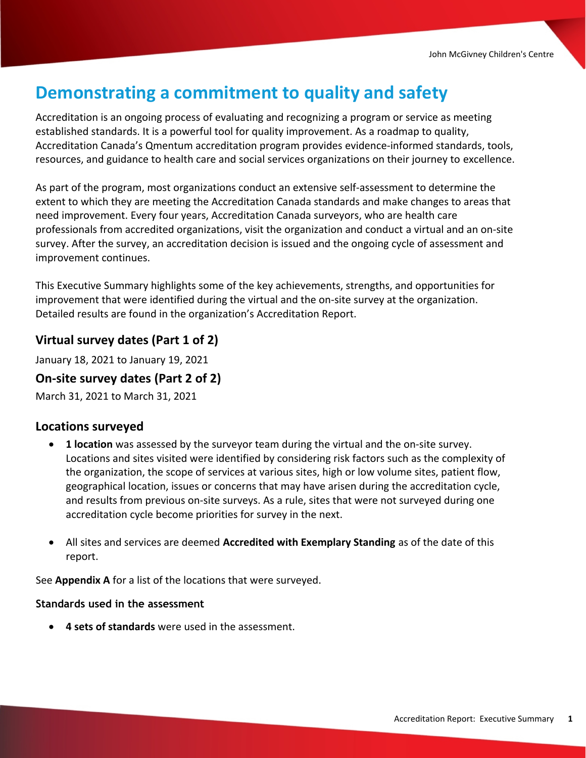# Demonstrating a commitment to quality and safety

Accreditation is an ongoing process of evaluating and recognizing a program or service as meeting established standards. It is a powerful tool for quality improvement. As a roadmap to quality, Accreditation Canada's Qmentum accreditation program provides evidence-informed standards, tools, resources, and guidance to health care and social services organizations on their journey to excellence.

As part of the program, most organizations conduct an extensive self-assessment to determine the extent to which they are meeting the Accreditation Canada standards and make changes to areas that need improvement. Every four years, Accreditation Canada surveyors, who are health care professionals from accredited organizations, visit the organization and conduct a virtual and an on-site survey. After the survey, an accreditation decision is issued and the ongoing cycle of assessment and improvement continues.

This Executive Summary highlights some of the key achievements, strengths, and opportunities for improvement that were identified during the virtual and the on-site survey at the organization. Detailed results are found in the organization's Accreditation Report.

## Virtual survey dates (Part 1 of 2)

January 18, 2021 to January 19, 2021

## On-site survey dates (Part 2 of 2)

March 31, 2021 to March 31, 2021

## Locations surveyed

- **1 location** was assessed by the surveyor team during the virtual and the on-site survey. Locations and sites visited were identified by considering risk factors such as the complexity of the organization, the scope of services at various sites, high or low volume sites, patient flow, geographical location, issues or concerns that may have arisen during the accreditation cycle, and results from previous on-site surveys. As a rule, sites that were not surveyed during one accreditation cycle become priorities for survey in the next.

- All sites and services are deemed **Accredited with Exemplary Standing** as of the date of this report.

See **Appendix A** for a list of the locations that were surveyed.

### Standards used in the assessment

- **4 sets of standards** were used in the assessment.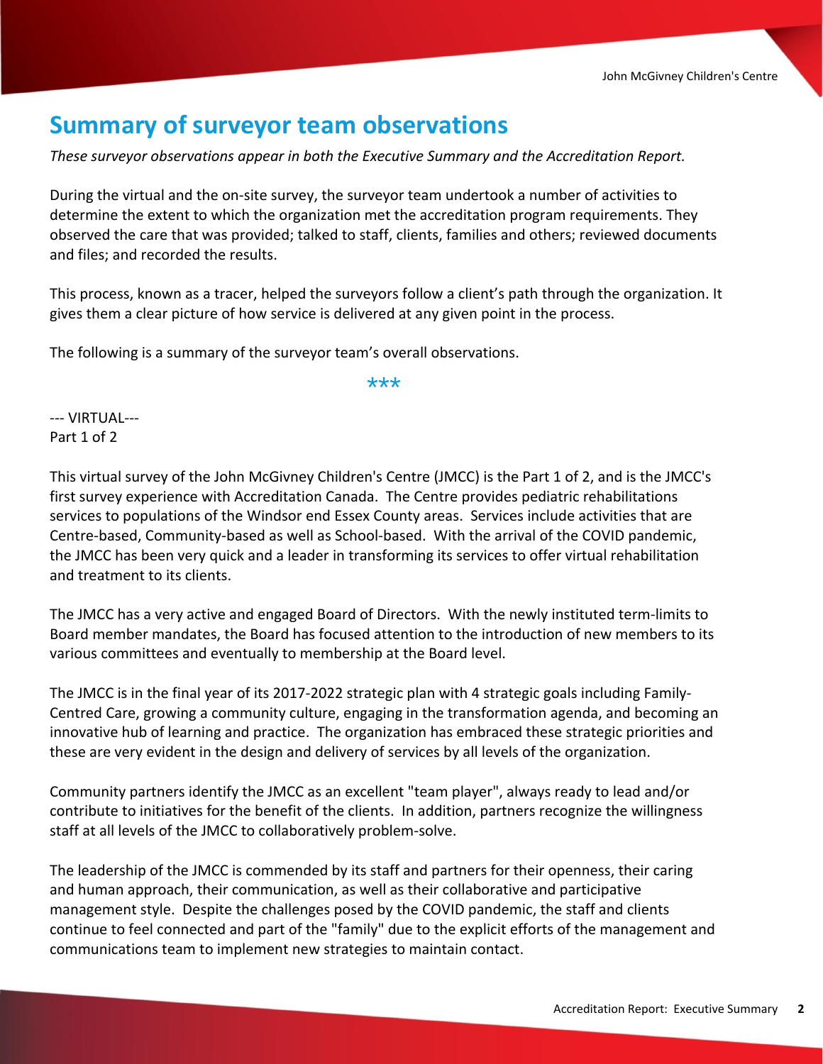## Summary of surveyor team observations

*These surveyor observations appear in both the Executive Summary and the Accreditation Report.*

During the virtual and the on-site survey, the surveyor team undertook a number of activities to determine the extent to which the organization met the accreditation program requirements. They observed the care that was provided; talked to staff, clients, families and others; reviewed documents and files; and recorded the results.

This process, known as a tracer, helped the surveyors follow a client's path through the organization. It gives them a clear picture of how service is delivered at any given point in the process.

The following is a summary of the surveyor team's overall observations.

***

--- VIRTUAL---
Part 1 of 2

This virtual survey of the John McGivney Children's Centre (JMCC) is the Part 1 of 2, and is the JMCC's first survey experience with Accreditation Canada. The Centre provides pediatric rehabilitations services to populations of the Windsor end Essex County areas. Services include activities that are Centre-based, Community-based as well as School-based. With the arrival of the COVID pandemic, the JMCC has been very quick and a leader in transforming its services to offer virtual rehabilitation and treatment to its clients.

The JMCC has a very active and engaged Board of Directors. With the newly instituted term-limits to Board member mandates, the Board has focused attention to the introduction of new members to its various committees and eventually to membership at the Board level.

The JMCC is in the final year of its 2017-2022 strategic plan with 4 strategic goals including Family-Centred Care, growing a community culture, engaging in the transformation agenda, and becoming an innovative hub of learning and practice. The organization has embraced these strategic priorities and these are very evident in the design and delivery of services by all levels of the organization.

Community partners identify the JMCC as an excellent "team player", always ready to lead and/or contribute to initiatives for the benefit of the clients. In addition, partners recognize the willingness staff at all levels of the JMCC to collaboratively problem-solve.

The leadership of the JMCC is commended by its staff and partners for their openness, their caring and human approach, their communication, as well as their collaborative and participative management style. Despite the challenges posed by the COVID pandemic, the staff and clients continue to feel connected and part of the "family" due to the explicit efforts of the management and communications team to implement new strategies to maintain contact.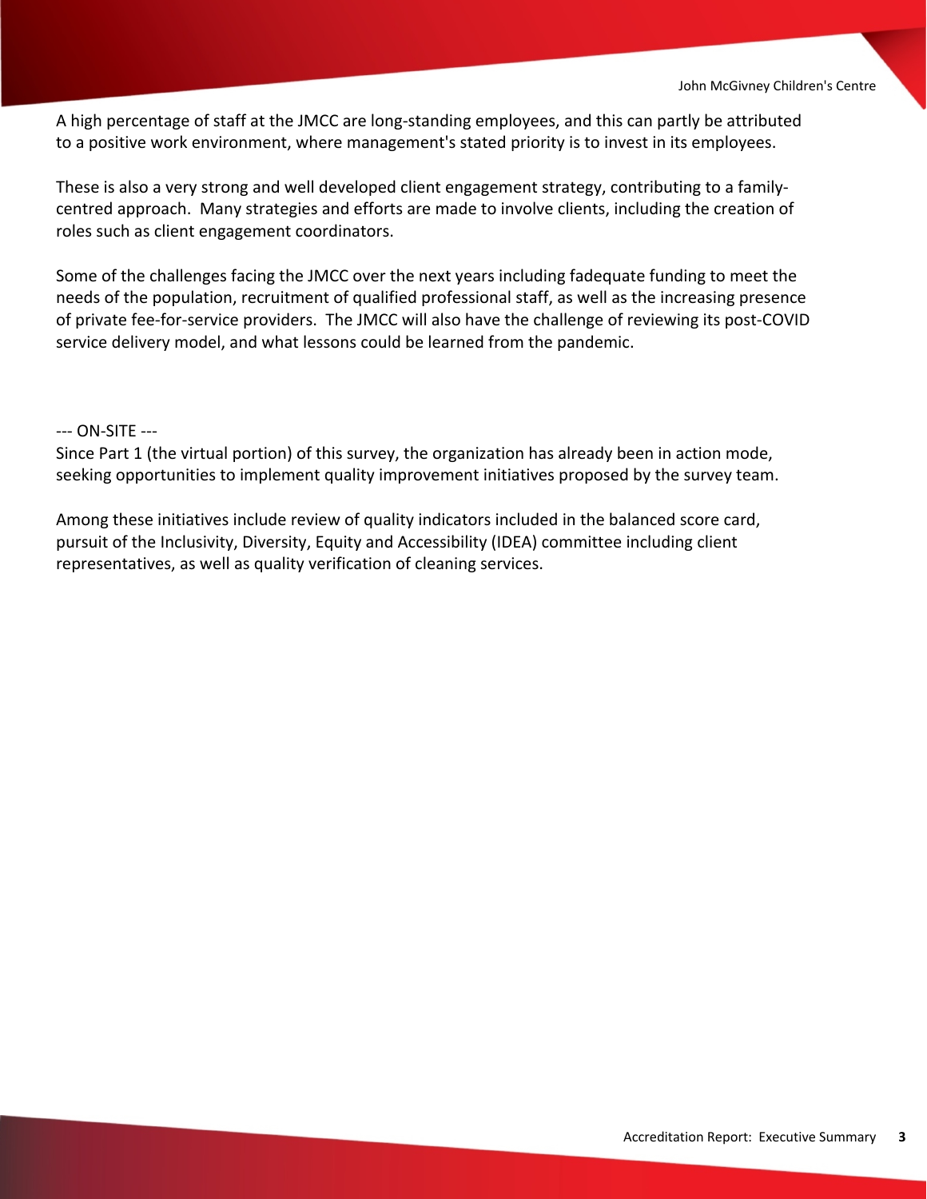A high percentage of staff at the JMCC are long-standing employees, and this can partly be attributed to a positive work environment, where management's stated priority is to invest in its employees.

These is also a very strong and well developed client engagement strategy, contributing to a family-centred approach. Many strategies and efforts are made to involve clients, including the creation of roles such as client engagement coordinators.

Some of the challenges facing the JMCC over the next years including fadequate funding to meet the needs of the population, recruitment of qualified professional staff, as well as the increasing presence of private fee-for-service providers. The JMCC will also have the challenge of reviewing its post-COVID service delivery model, and what lessons could be learned from the pandemic.

--- ON-SITE ---
Since Part 1 (the virtual portion) of this survey, the organization has already been in action mode, seeking opportunities to implement quality improvement initiatives proposed by the survey team.

Among these initiatives include review of quality indicators included in the balanced score card, pursuit of the Inclusivity, Diversity, Equity and Accessibility (IDEA) committee including client representatives, as well as quality verification of cleaning services.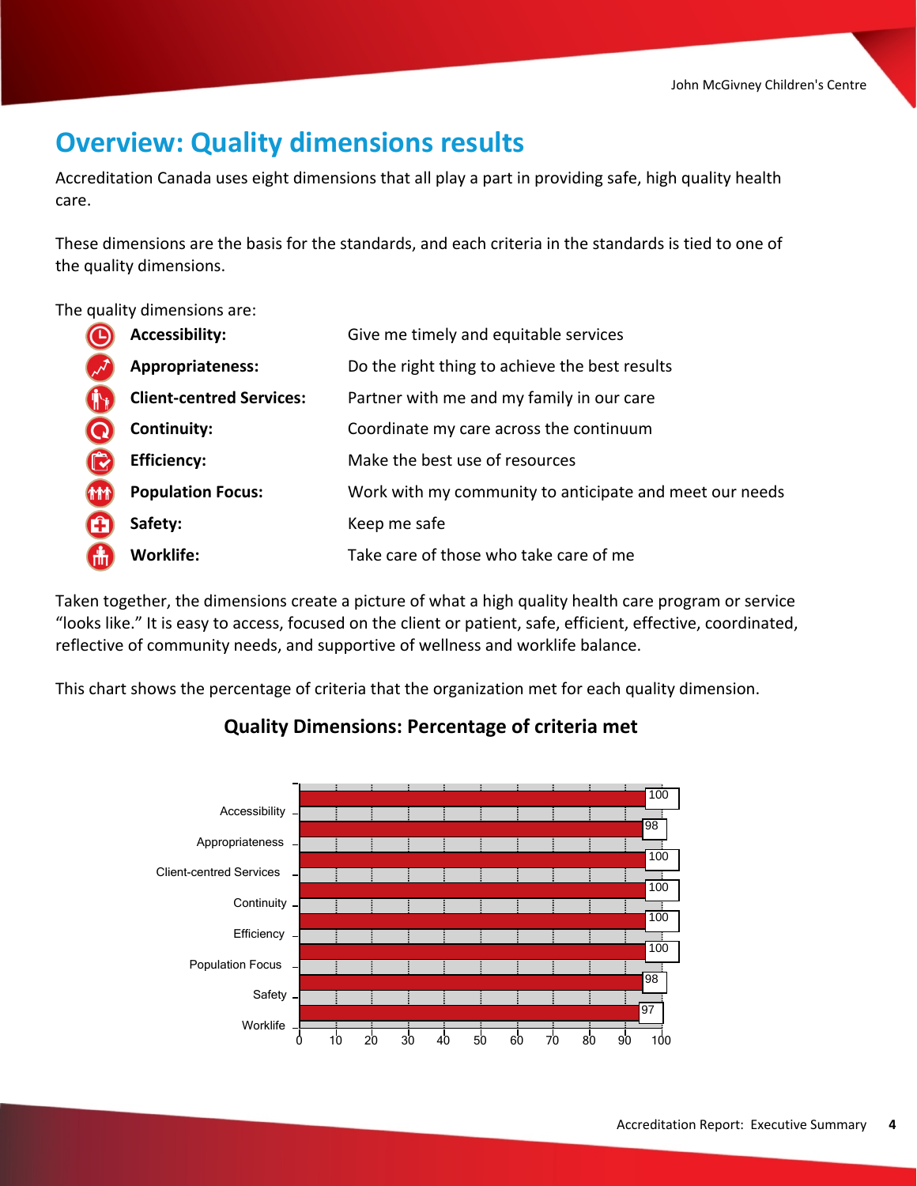## Overview: Quality dimensions results

Accreditation Canada uses eight dimensions that all play a part in providing safe, high quality health care.

These dimensions are the basis for the standards, and each criteria in the standards is tied to one of the quality dimensions.

The quality dimensions are:

| | |
|---|---|
| **Accessibility:** | Give me timely and equitable services |
| **Appropriateness:** | Do the right thing to achieve the best results |
| **Client-centred Services:** | Partner with me and my family in our care |
| **Continuity:** | Coordinate my care across the continuum |
| **Efficiency:** | Make the best use of resources |
| **Population Focus:** | Work with my community to anticipate and meet our needs |
| **Safety:** | Keep me safe |
| **Worklife:** | Take care of those who take care of me |

Taken together, the dimensions create a picture of what a high quality health care program or service "looks like." It is easy to access, focused on the client or patient, safe, efficient, effective, coordinated, reflective of community needs, and supportive of wellness and worklife balance.

This chart shows the percentage of criteria that the organization met for each quality dimension.

### Quality Dimensions: Percentage of criteria met

| Quality Dimension | Percentage of criteria met |
|---|---|
| Accessibility | 100 |
| Appropriateness | 98 |
| Client-centred Services | 100 |
| Continuity | 100 |
| Efficiency | 100 |
| Population Focus | 100 |
| Safety | 98 |
| Worklife | 97 |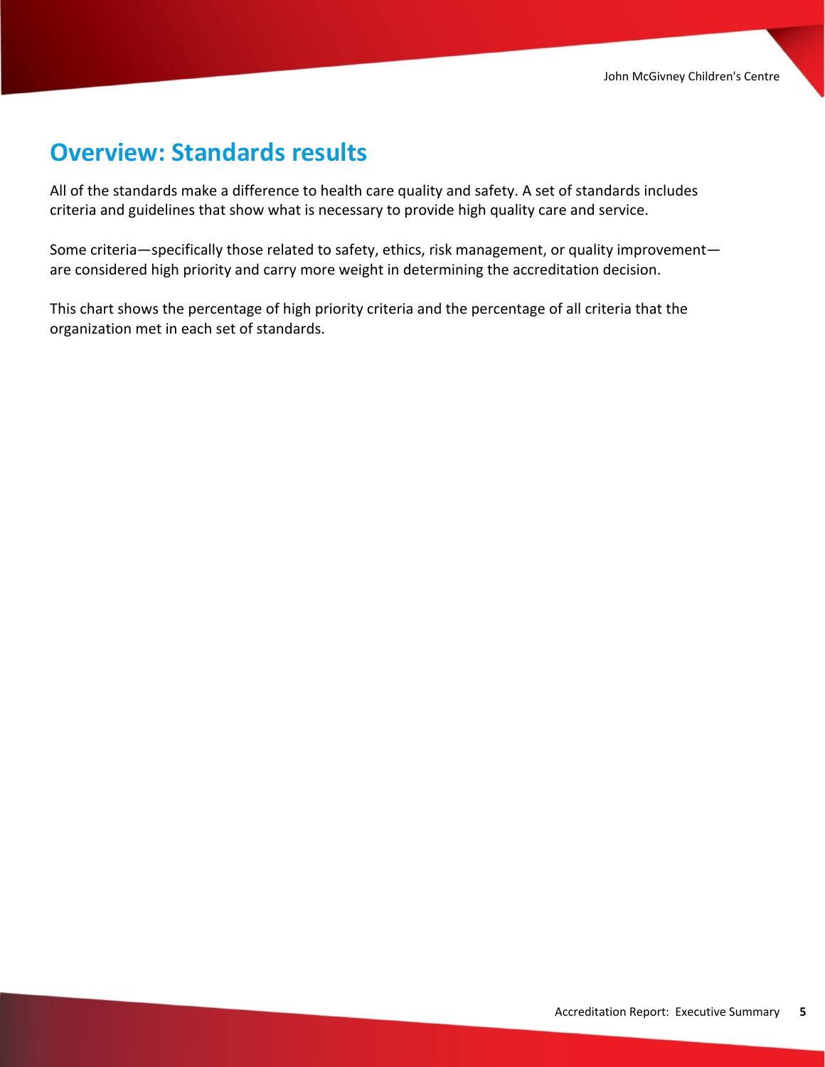## Overview: Standards results

All of the standards make a difference to health care quality and safety. A set of standards includes criteria and guidelines that show what is necessary to provide high quality care and service.

Some criteria—specifically those related to safety, ethics, risk management, or quality improvement—are considered high priority and carry more weight in determining the accreditation decision.

This chart shows the percentage of high priority criteria and the percentage of all criteria that the organization met in each set of standards.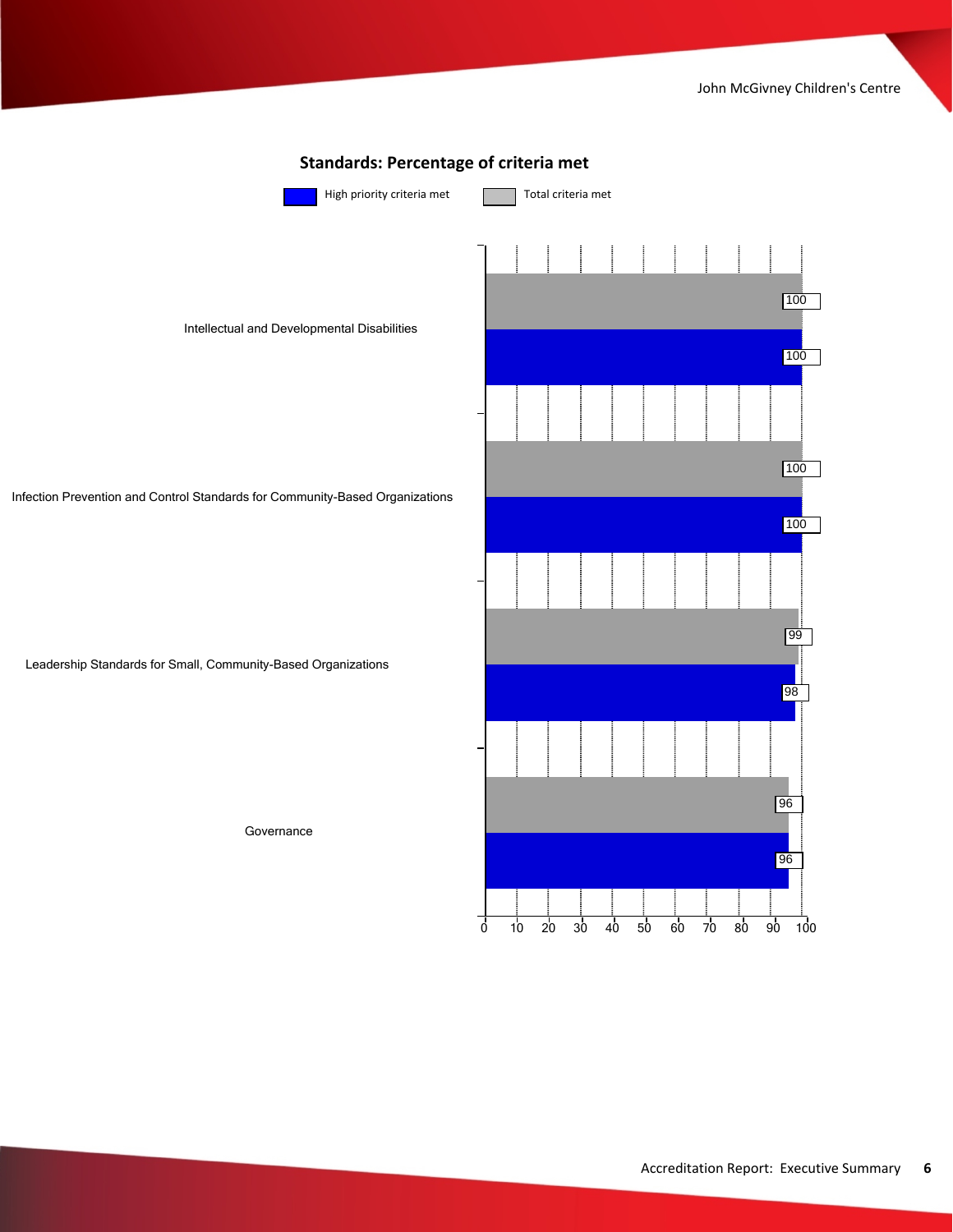## Standards: Percentage of criteria met

| Standard | High priority criteria met | Total criteria met |
|---|---|---|
| Intellectual and Developmental Disabilities | 100 | 100 |
| Infection Prevention and Control Standards for Community-Based Organizations | 100 | 100 |
| Leadership Standards for Small, Community-Based Organizations | 98 | 99 |
| Governance | 96 | 96 |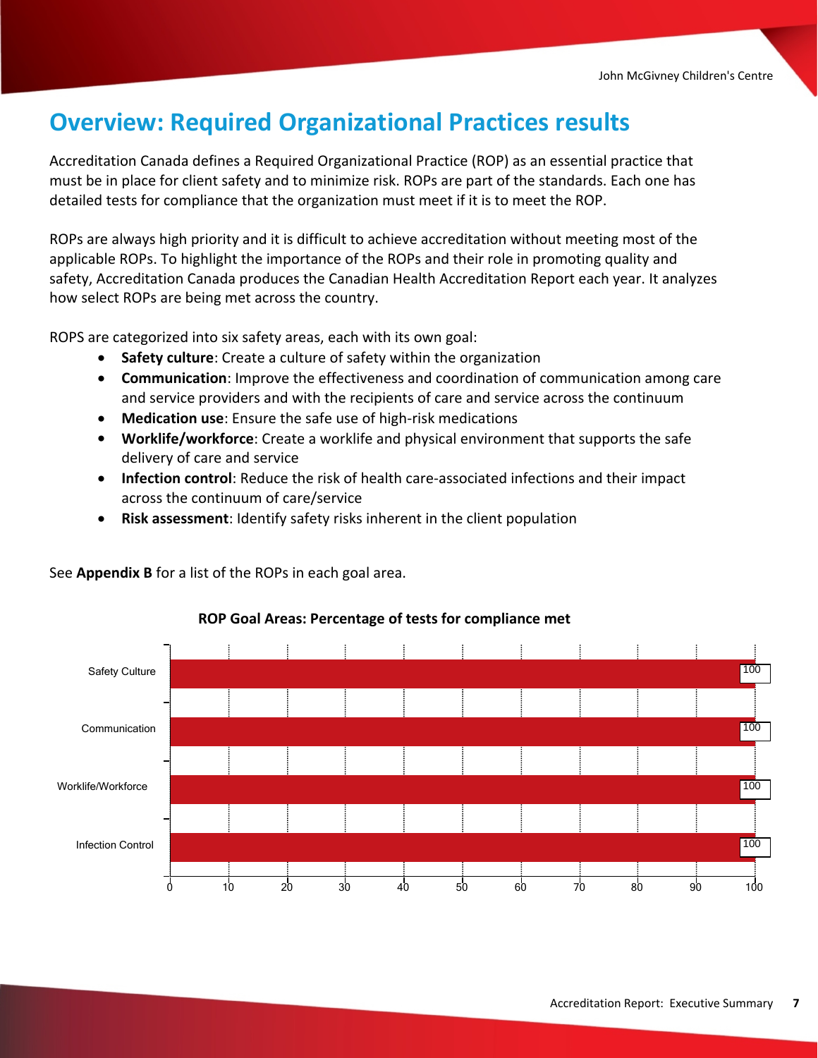# Overview: Required Organizational Practices results

Accreditation Canada defines a Required Organizational Practice (ROP) as an essential practice that must be in place for client safety and to minimize risk. ROPs are part of the standards. Each one has detailed tests for compliance that the organization must meet if it is to meet the ROP.

ROPs are always high priority and it is difficult to achieve accreditation without meeting most of the applicable ROPs. To highlight the importance of the ROPs and their role in promoting quality and safety, Accreditation Canada produces the Canadian Health Accreditation Report each year. It analyzes how select ROPs are being met across the country.

ROPS are categorized into six safety areas, each with its own goal:

- **Safety culture**: Create a culture of safety within the organization
- **Communication**: Improve the effectiveness and coordination of communication among care and service providers and with the recipients of care and service across the continuum
- **Medication use**: Ensure the safe use of high-risk medications
- **Worklife/workforce**: Create a worklife and physical environment that supports the safe delivery of care and service
- **Infection control**: Reduce the risk of health care-associated infections and their impact across the continuum of care/service
- **Risk assessment**: Identify safety risks inherent in the client population

See **Appendix B** for a list of the ROPs in each goal area.

**ROP Goal Areas: Percentage of tests for compliance met**

| ROP Goal Area | Percentage of tests for compliance met |
|---|---|
| Safety Culture | 100 |
| Communication | 100 |
| Worklife/Workforce | 100 |
| Infection Control | 100 |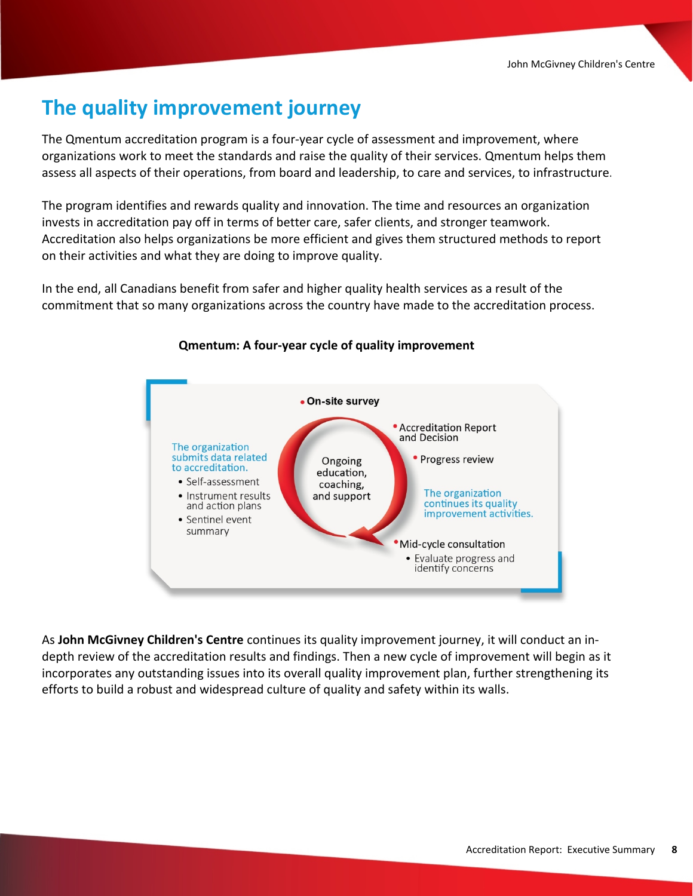# The quality improvement journey

The Qmentum accreditation program is a four-year cycle of assessment and improvement, where organizations work to meet the standards and raise the quality of their services. Qmentum helps them assess all aspects of their operations, from board and leadership, to care and services, to infrastructure.

The program identifies and rewards quality and innovation. The time and resources an organization invests in accreditation pay off in terms of better care, safer clients, and stronger teamwork. Accreditation also helps organizations be more efficient and gives them structured methods to report on their activities and what they are doing to improve quality.

In the end, all Canadians benefit from safer and higher quality health services as a result of the commitment that so many organizations across the country have made to the accreditation process.

**Qmentum: A four-year cycle of quality improvement**

The organization submits data related to accreditation.

- Self-assessment
- Instrument results and action plans
- Sentinel event summary

Ongoing education, coaching, and support

- On-site survey
- Accreditation Report and Decision
- Progress review

The organization continues its quality improvement activities.

- Mid-cycle consultation
  - Evaluate progress and identify concerns

As **John McGivney Children's Centre** continues its quality improvement journey, it will conduct an in-depth review of the accreditation results and findings. Then a new cycle of improvement will begin as it incorporates any outstanding issues into its overall quality improvement plan, further strengthening its efforts to build a robust and widespread culture of quality and safety within its walls.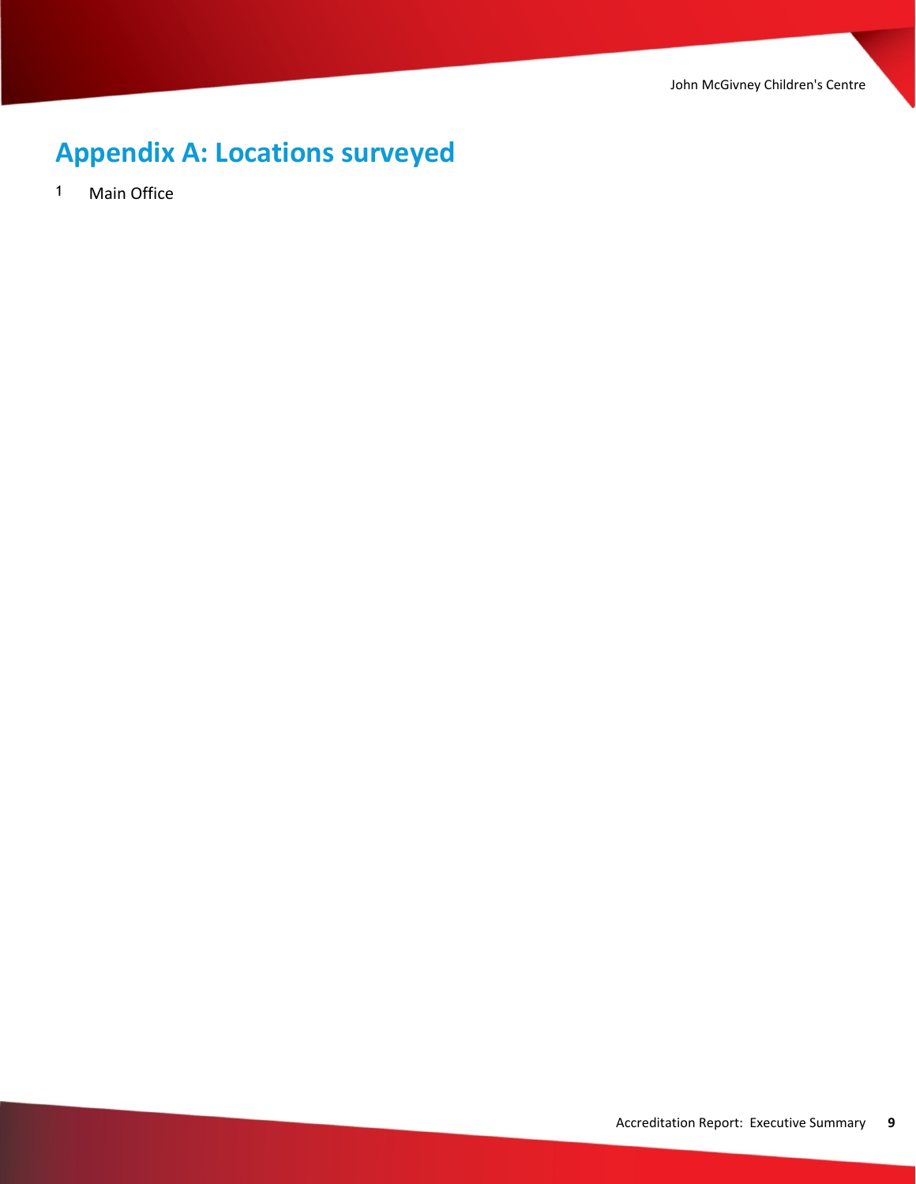# Appendix A: Locations surveyed

1 Main Office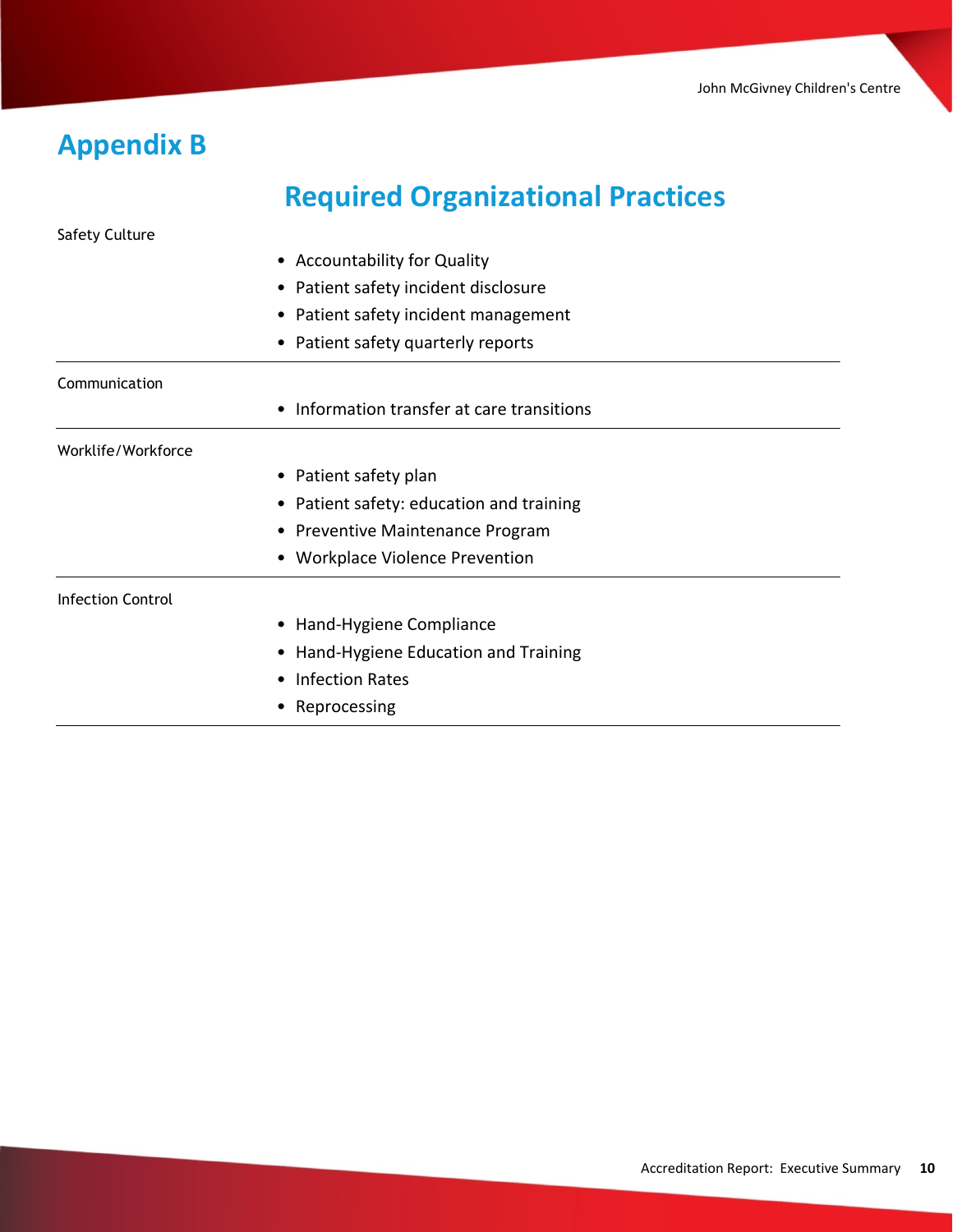# Appendix B

## Required Organizational Practices

| | |
|---|---|
| Safety Culture | • Accountability for Quality<br>• Patient safety incident disclosure<br>• Patient safety incident management<br>• Patient safety quarterly reports |
| Communication | • Information transfer at care transitions |
| Worklife/Workforce | • Patient safety plan<br>• Patient safety: education and training<br>• Preventive Maintenance Program<br>• Workplace Violence Prevention |
| Infection Control | • Hand-Hygiene Compliance<br>• Hand-Hygiene Education and Training<br>• Infection Rates<br>• Reprocessing |